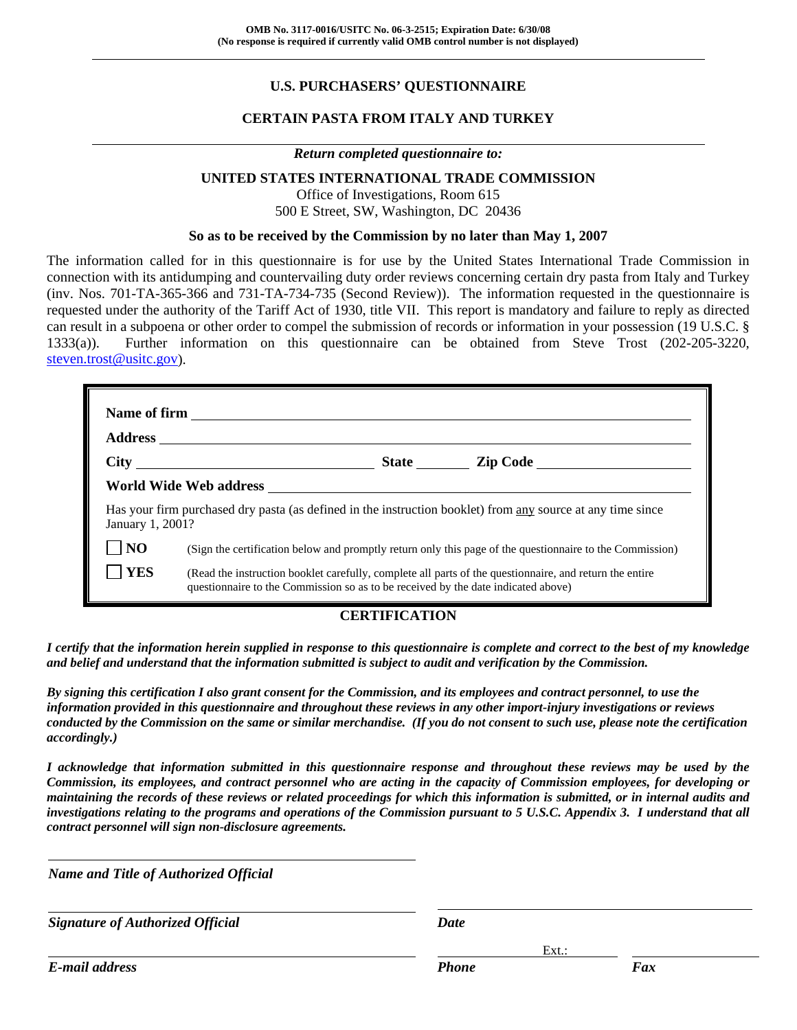**OMB No. 3117-0016/USITC No. 06-3-2515; Expiration Date: 6/30/08**
**(No response is required if currently valid OMB control number is not displayed)**

## U.S. PURCHASERS' QUESTIONNAIRE

## CERTAIN PASTA FROM ITALY AND TURKEY

***Return completed questionnaire to:***

**UNITED STATES INTERNATIONAL TRADE COMMISSION**

Office of Investigations, Room 615
500 E Street, SW, Washington, DC 20436

**So as to be received by the Commission by no later than May 1, 2007**

The information called for in this questionnaire is for use by the United States International Trade Commission in connection with its antidumping and countervailing duty order reviews concerning certain dry pasta from Italy and Turkey (inv. Nos. 701-TA-365-366 and 731-TA-734-735 (Second Review)). The information requested in the questionnaire is requested under the authority of the Tariff Act of 1930, title VII. This report is mandatory and failure to reply as directed can result in a subpoena or other order to compel the submission of records or information in your possession (19 U.S.C. § 1333(a)). Further information on this questionnaire can be obtained from Steve Trost (202-205-3220, steven.trost@usitc.gov).

**Name of firm** ______________________________

**Address** ______________________________

**City** ______________ **State** ________ **Zip Code** ______________

**World Wide Web address** ______________________________

Has your firm purchased dry pasta (as defined in the instruction booklet) from any source at any time since January 1, 2001?

☐ **NO** (Sign the certification below and promptly return only this page of the questionnaire to the Commission)

☐ **YES** (Read the instruction booklet carefully, complete all parts of the questionnaire, and return the entire questionnaire to the Commission so as to be received by the date indicated above)

### CERTIFICATION

***I certify that the information herein supplied in response to this questionnaire is complete and correct to the best of my knowledge and belief and understand that the information submitted is subject to audit and verification by the Commission.***

***By signing this certification I also grant consent for the Commission, and its employees and contract personnel, to use the information provided in this questionnaire and throughout these reviews in any other import-injury investigations or reviews conducted by the Commission on the same or similar merchandise. (If you do not consent to such use, please note the certification accordingly.)***

***I acknowledge that information submitted in this questionnaire response and throughout these reviews may be used by the Commission, its employees, and contract personnel who are acting in the capacity of Commission employees, for developing or maintaining the records of these reviews or related proceedings for which this information is submitted, or in internal audits and investigations relating to the programs and operations of the Commission pursuant to 5 U.S.C. Appendix 3. I understand that all contract personnel will sign non-disclosure agreements.***

______________________________
***Name and Title of Authorized Official***

______________________________ ______________________________
***Signature of Authorized Official*** ***Date***

______________________________ ______________ Ext.: ______________
***E-mail address*** ***Phone*** ***Fax***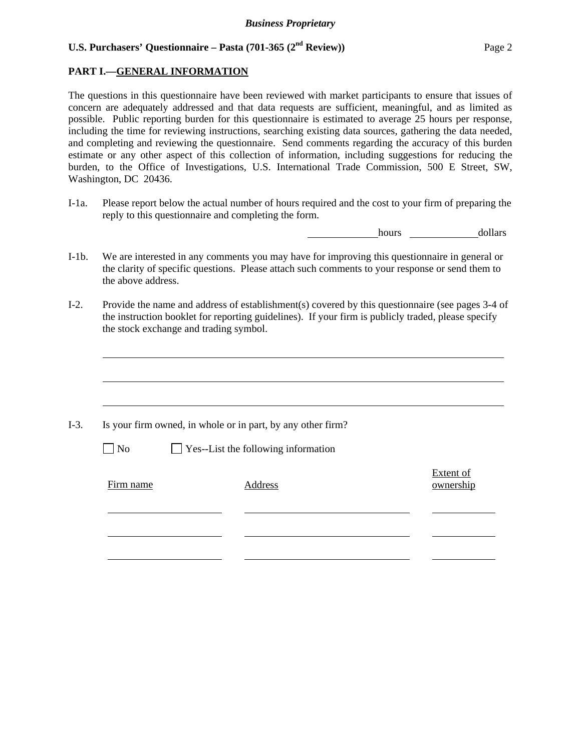## PART I.—GENERAL INFORMATION

The questions in this questionnaire have been reviewed with market participants to ensure that issues of concern are adequately addressed and that data requests are sufficient, meaningful, and as limited as possible. Public reporting burden for this questionnaire is estimated to average 25 hours per response, including the time for reviewing instructions, searching existing data sources, gathering the data needed, and completing and reviewing the questionnaire. Send comments regarding the accuracy of this burden estimate or any other aspect of this collection of information, including suggestions for reducing the burden, to the Office of Investigations, U.S. International Trade Commission, 500 E Street, SW, Washington, DC 20436.

I-1a. Please report below the actual number of hours required and the cost to your firm of preparing the reply to this questionnaire and completing the form.

\_\_\_\_\_\_\_\_\_\_\_\_ hours \_\_\_\_\_\_\_\_\_\_\_\_ dollars

I-1b. We are interested in any comments you may have for improving this questionnaire in general or the clarity of specific questions. Please attach such comments to your response or send them to the above address.

I-2. Provide the name and address of establishment(s) covered by this questionnaire (see pages 3-4 of the instruction booklet for reporting guidelines). If your firm is publicly traded, please specify the stock exchange and trading symbol.

\_\_\_\_\_\_\_\_\_\_\_\_\_\_\_\_\_\_\_\_\_\_\_\_\_\_\_\_\_\_\_\_\_\_\_\_\_\_\_\_\_\_\_\_\_\_\_\_\_\_\_\_\_\_\_\_\_\_\_\_

\_\_\_\_\_\_\_\_\_\_\_\_\_\_\_\_\_\_\_\_\_\_\_\_\_\_\_\_\_\_\_\_\_\_\_\_\_\_\_\_\_\_\_\_\_\_\_\_\_\_\_\_\_\_\_\_\_\_\_\_

\_\_\_\_\_\_\_\_\_\_\_\_\_\_\_\_\_\_\_\_\_\_\_\_\_\_\_\_\_\_\_\_\_\_\_\_\_\_\_\_\_\_\_\_\_\_\_\_\_\_\_\_\_\_\_\_\_\_\_\_

I-3. Is your firm owned, in whole or in part, by any other firm?

☐ No ☐ Yes--List the following information

| Firm name | Address | Extent of ownership |
|---|---|---|
| | | |
| | | |
| | | |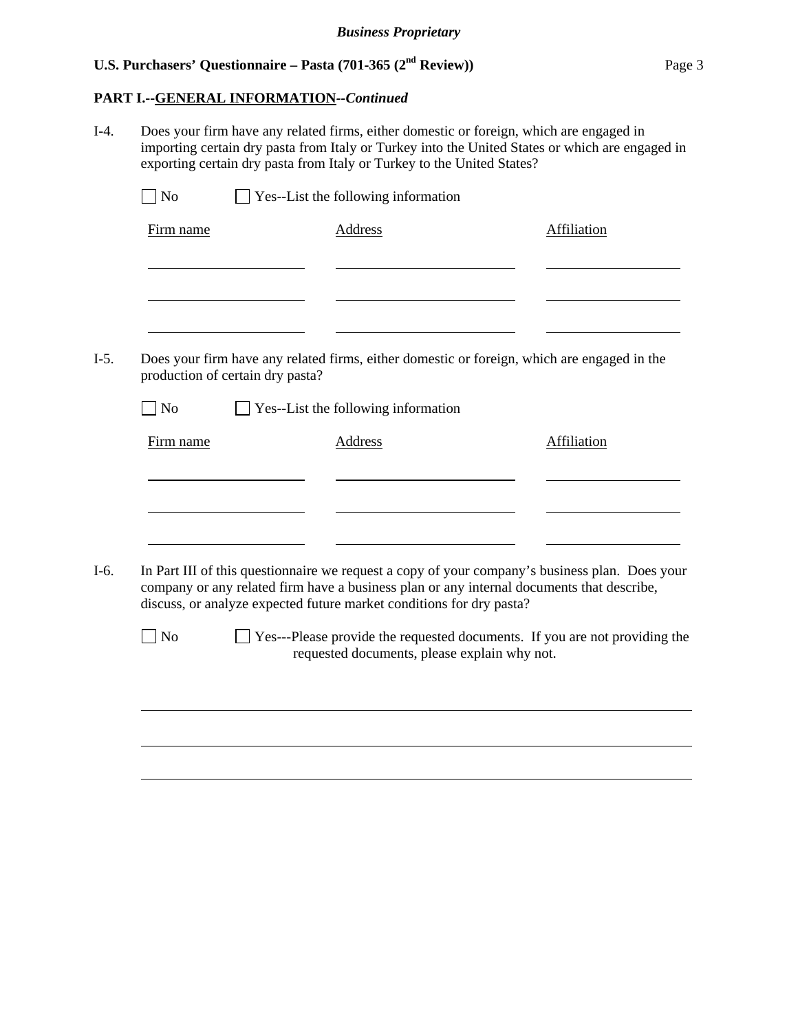## PART I.--GENERAL INFORMATION--*Continued*

I-4. Does your firm have any related firms, either domestic or foreign, which are engaged in importing certain dry pasta from Italy or Turkey into the United States or which are engaged in exporting certain dry pasta from Italy or Turkey to the United States?

☐ No ☐ Yes--List the following information

| Firm name | Address | Affiliation |
|---|---|---|
| | | |
| | | |
| | | |

I-5. Does your firm have any related firms, either domestic or foreign, which are engaged in the production of certain dry pasta?

☐ No ☐ Yes--List the following information

| Firm name | Address | Affiliation |
|---|---|---|
| | | |
| | | |
| | | |

I-6. In Part III of this questionnaire we request a copy of your company's business plan. Does your company or any related firm have a business plan or any internal documents that describe, discuss, or analyze expected future market conditions for dry pasta?

☐ No ☐ Yes---Please provide the requested documents. If you are not providing the requested documents, please explain why not.

______________________________________________________________________

______________________________________________________________________

______________________________________________________________________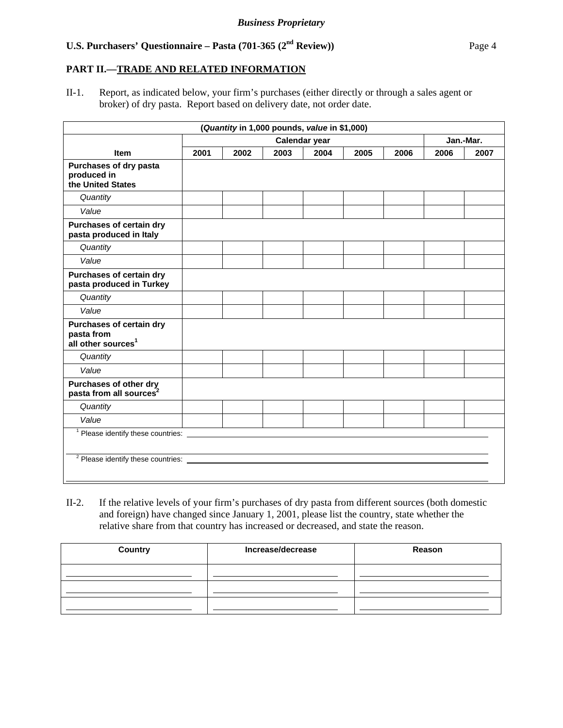*Business Proprietary*

**U.S. Purchasers' Questionnaire – Pasta (701-365 (2nd Review))**

## PART II.—TRADE AND RELATED INFORMATION

II-1. Report, as indicated below, your firm's purchases (either directly or through a sales agent or broker) of dry pasta. Report based on delivery date, not order date.

| (*Quantity* in 1,000 pounds, *value* in $1,000) | | | | | | | | |
|---|---|---|---|---|---|---|---|---|
| | Calendar year | | | | | | Jan.-Mar. | |
| **Item** | **2001** | **2002** | **2003** | **2004** | **2005** | **2006** | **2006** | **2007** |
| **Purchases of dry pasta produced in the United States** | | | | | | | | |
| *Quantity* | | | | | | | | |
| *Value* | | | | | | | | |
| **Purchases of certain dry pasta produced in Italy** | | | | | | | | |
| *Quantity* | | | | | | | | |
| *Value* | | | | | | | | |
| **Purchases of certain dry pasta produced in Turkey** | | | | | | | | |
| *Quantity* | | | | | | | | |
| *Value* | | | | | | | | |
| **Purchases of certain dry pasta from all other sources[1]** | | | | | | | | |
| *Quantity* | | | | | | | | |
| *Value* | | | | | | | | |
| **Purchases of other dry pasta from all sources[2]** | | | | | | | | |
| *Quantity* | | | | | | | | |
| *Value* | | | | | | | | |

[1] Please identify these countries: ______________________________

[2] Please identify these countries: ______________________________

II-2. If the relative levels of your firm's purchases of dry pasta from different sources (both domestic and foreign) have changed since January 1, 2001, please list the country, state whether the relative share from that country has increased or decreased, and state the reason.

| Country | Increase/decrease | Reason |
|---|---|---|
| | | |
| | | |
| | | |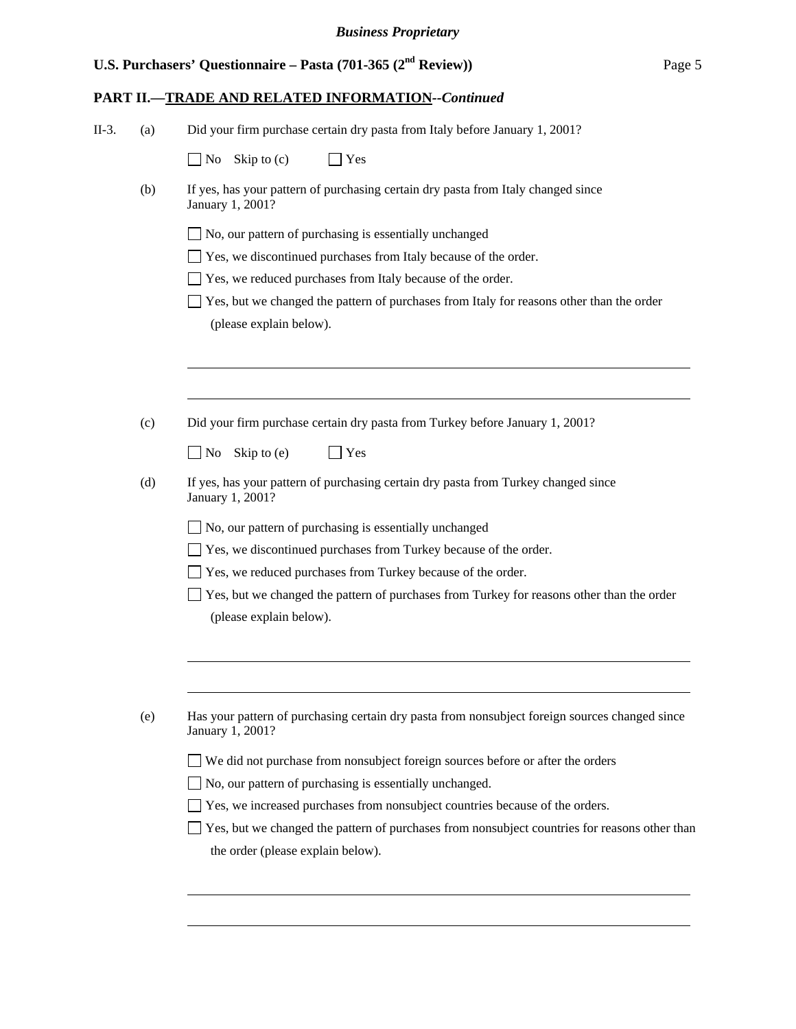## PART II.—TRADE AND RELATED INFORMATION--*Continued*

II-3. (a) Did your firm purchase certain dry pasta from Italy before January 1, 2001?

☐ No Skip to (c) ☐ Yes

(b) If yes, has your pattern of purchasing certain dry pasta from Italy changed since January 1, 2001?

☐ No, our pattern of purchasing is essentially unchanged

☐ Yes, we discontinued purchases from Italy because of the order.

☐ Yes, we reduced purchases from Italy because of the order.

☐ Yes, but we changed the pattern of purchases from Italy for reasons other than the order (please explain below).

______________________________________________________________________________

______________________________________________________________________________

(c) Did your firm purchase certain dry pasta from Turkey before January 1, 2001?

☐ No Skip to (e) ☐ Yes

(d) If yes, has your pattern of purchasing certain dry pasta from Turkey changed since January 1, 2001?

☐ No, our pattern of purchasing is essentially unchanged

☐ Yes, we discontinued purchases from Turkey because of the order.

☐ Yes, we reduced purchases from Turkey because of the order.

☐ Yes, but we changed the pattern of purchases from Turkey for reasons other than the order (please explain below).

______________________________________________________________________________

______________________________________________________________________________

(e) Has your pattern of purchasing certain dry pasta from nonsubject foreign sources changed since January 1, 2001?

☐ We did not purchase from nonsubject foreign sources before or after the orders

☐ No, our pattern of purchasing is essentially unchanged.

☐ Yes, we increased purchases from nonsubject countries because of the orders.

☐ Yes, but we changed the pattern of purchases from nonsubject countries for reasons other than the order (please explain below).

______________________________________________________________________________

______________________________________________________________________________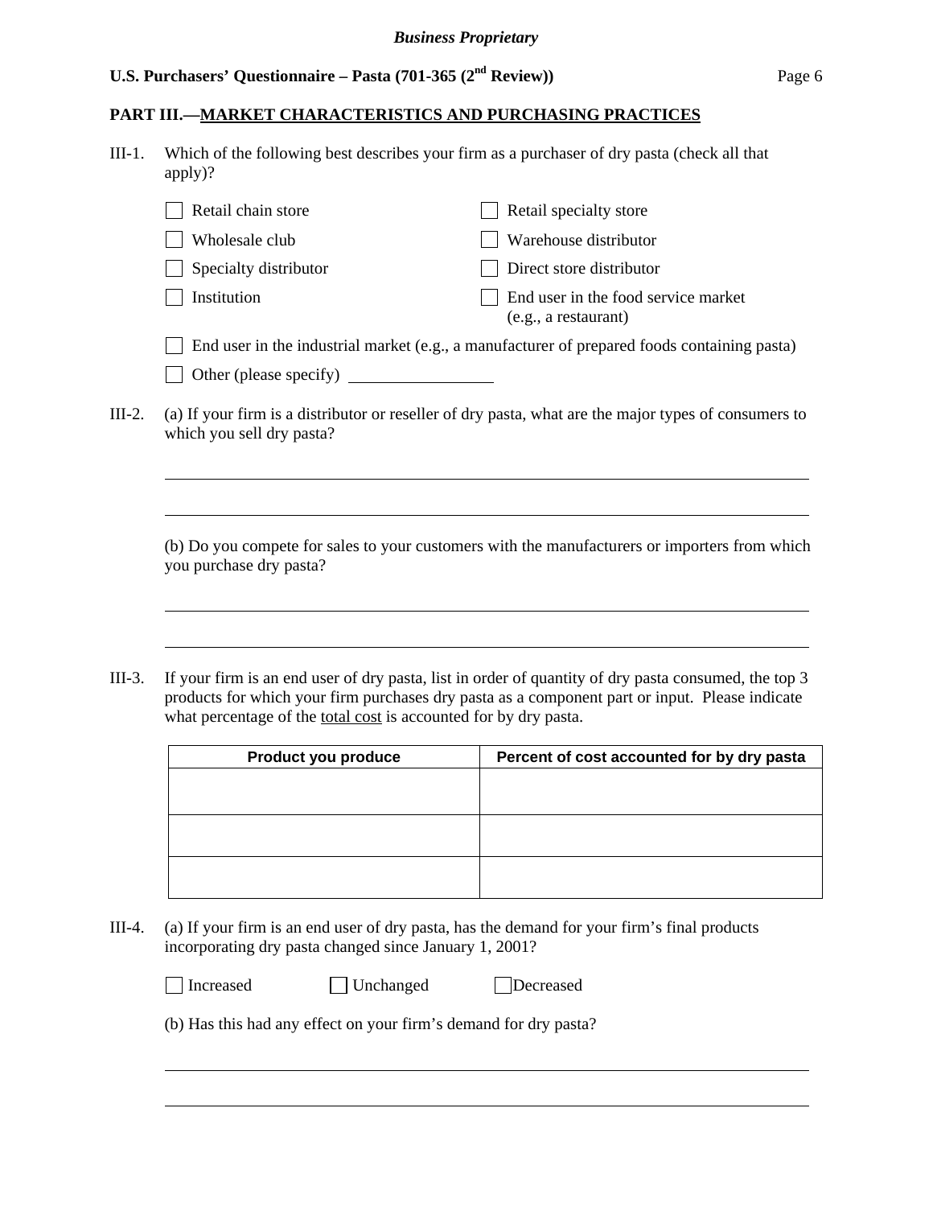## PART III.—MARKET CHARACTERISTICS AND PURCHASING PRACTICES

III-1. Which of the following best describes your firm as a purchaser of dry pasta (check all that apply)?

☐ Retail chain store ☐ Retail specialty store

☐ Wholesale club ☐ Warehouse distributor

☐ Specialty distributor ☐ Direct store distributor

☐ Institution ☐ End user in the food service market (e.g., a restaurant)

☐ End user in the industrial market (e.g., a manufacturer of prepared foods containing pasta)

☐ Other (please specify) ________________

III-2. (a) If your firm is a distributor or reseller of dry pasta, what are the major types of consumers to which you sell dry pasta?

______________________________________________________________________

______________________________________________________________________

(b) Do you compete for sales to your customers with the manufacturers or importers from which you purchase dry pasta?

______________________________________________________________________

______________________________________________________________________

III-3. If your firm is an end user of dry pasta, list in order of quantity of dry pasta consumed, the top 3 products for which your firm purchases dry pasta as a component part or input. Please indicate what percentage of the total cost is accounted for by dry pasta.

| Product you produce | Percent of cost accounted for by dry pasta |
|---|---|
| | |
| | |
| | |

III-4. (a) If your firm is an end user of dry pasta, has the demand for your firm's final products incorporating dry pasta changed since January 1, 2001?

☐ Increased ☐ Unchanged ☐ Decreased

(b) Has this had any effect on your firm's demand for dry pasta?

______________________________________________________________________

______________________________________________________________________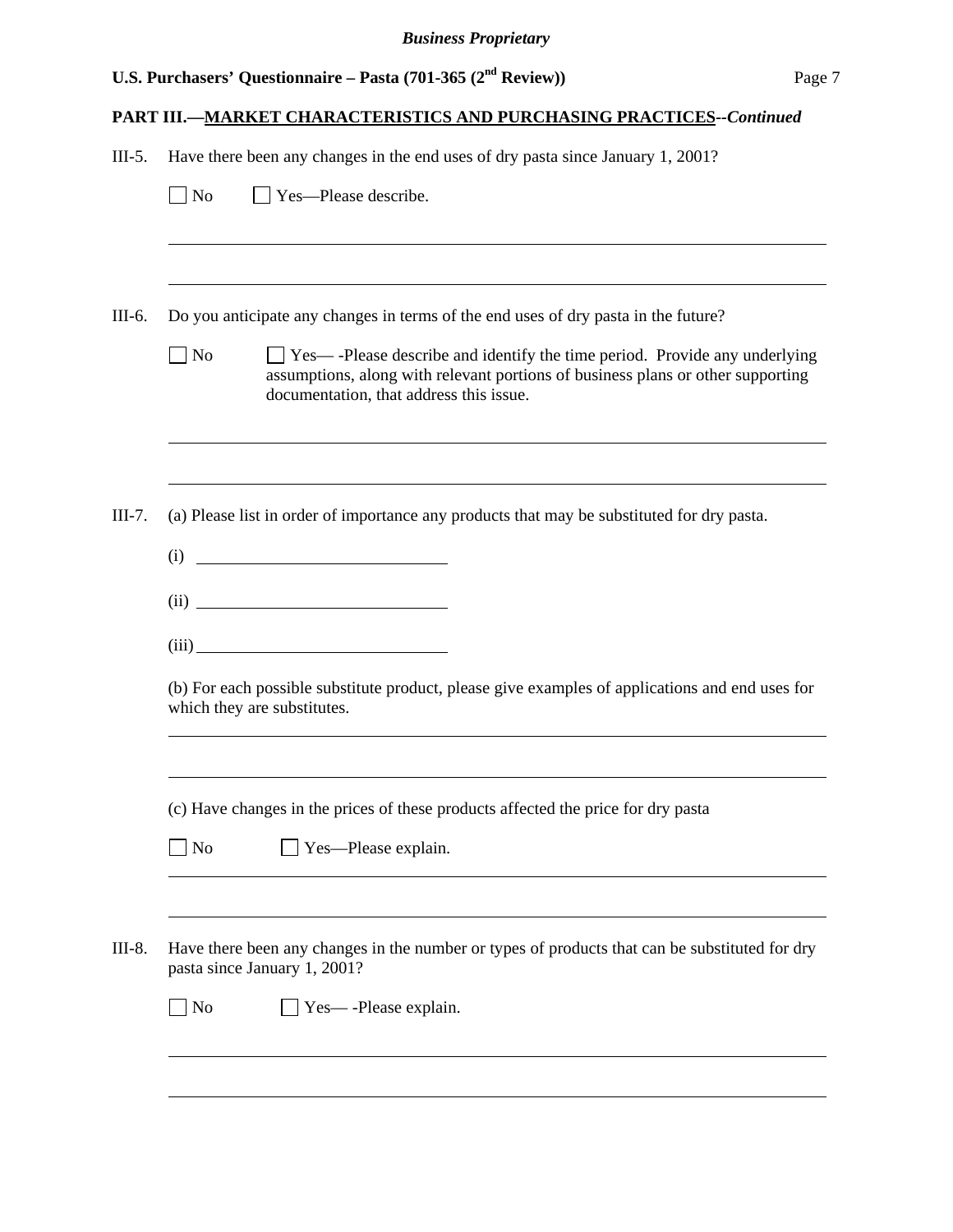## PART III.—MARKET CHARACTERISTICS AND PURCHASING PRACTICES--*Continued*

III-5. Have there been any changes in the end uses of dry pasta since January 1, 2001?

☐ No ☐ Yes—Please describe.

______________________________________________________________________

______________________________________________________________________

III-6. Do you anticipate any changes in terms of the end uses of dry pasta in the future?

☐ No ☐ Yes— -Please describe and identify the time period. Provide any underlying assumptions, along with relevant portions of business plans or other supporting documentation, that address this issue.

______________________________________________________________________

______________________________________________________________________

III-7. (a) Please list in order of importance any products that may be substituted for dry pasta.

(i) ______________________________

(ii) ______________________________

(iii) ______________________________

(b) For each possible substitute product, please give examples of applications and end uses for which they are substitutes.

______________________________________________________________________

______________________________________________________________________

(c) Have changes in the prices of these products affected the price for dry pasta

☐ No ☐ Yes—Please explain.

______________________________________________________________________

______________________________________________________________________

III-8. Have there been any changes in the number or types of products that can be substituted for dry pasta since January 1, 2001?

☐ No ☐ Yes— -Please explain.

______________________________________________________________________

______________________________________________________________________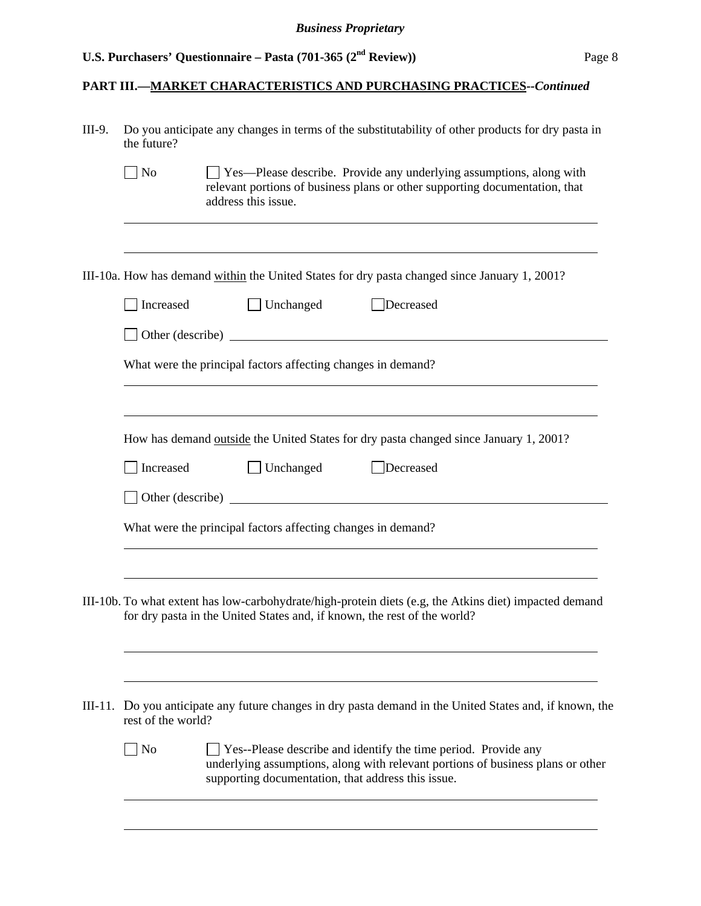**PART III.—MARKET CHARACTERISTICS AND PURCHASING PRACTICES**--*Continued*

III-9. Do you anticipate any changes in terms of the substitutability of other products for dry pasta in the future?

☐ No ☐ Yes—Please describe. Provide any underlying assumptions, along with relevant portions of business plans or other supporting documentation, that address this issue.

______________________________________________________________________

______________________________________________________________________

III-10a. How has demand within the United States for dry pasta changed since January 1, 2001?

☐ Increased ☐ Unchanged ☐ Decreased

☐ Other (describe) ______________________________________________

What were the principal factors affecting changes in demand?

______________________________________________________________________

______________________________________________________________________

How has demand outside the United States for dry pasta changed since January 1, 2001?

☐ Increased ☐ Unchanged ☐ Decreased

☐ Other (describe) ______________________________________________

What were the principal factors affecting changes in demand?

______________________________________________________________________

______________________________________________________________________

III-10b. To what extent has low-carbohydrate/high-protein diets (e.g, the Atkins diet) impacted demand for dry pasta in the United States and, if known, the rest of the world?

______________________________________________________________________

______________________________________________________________________

III-11. Do you anticipate any future changes in dry pasta demand in the United States and, if known, the rest of the world?

☐ No ☐ Yes--Please describe and identify the time period. Provide any underlying assumptions, along with relevant portions of business plans or other supporting documentation, that address this issue.

______________________________________________________________________

______________________________________________________________________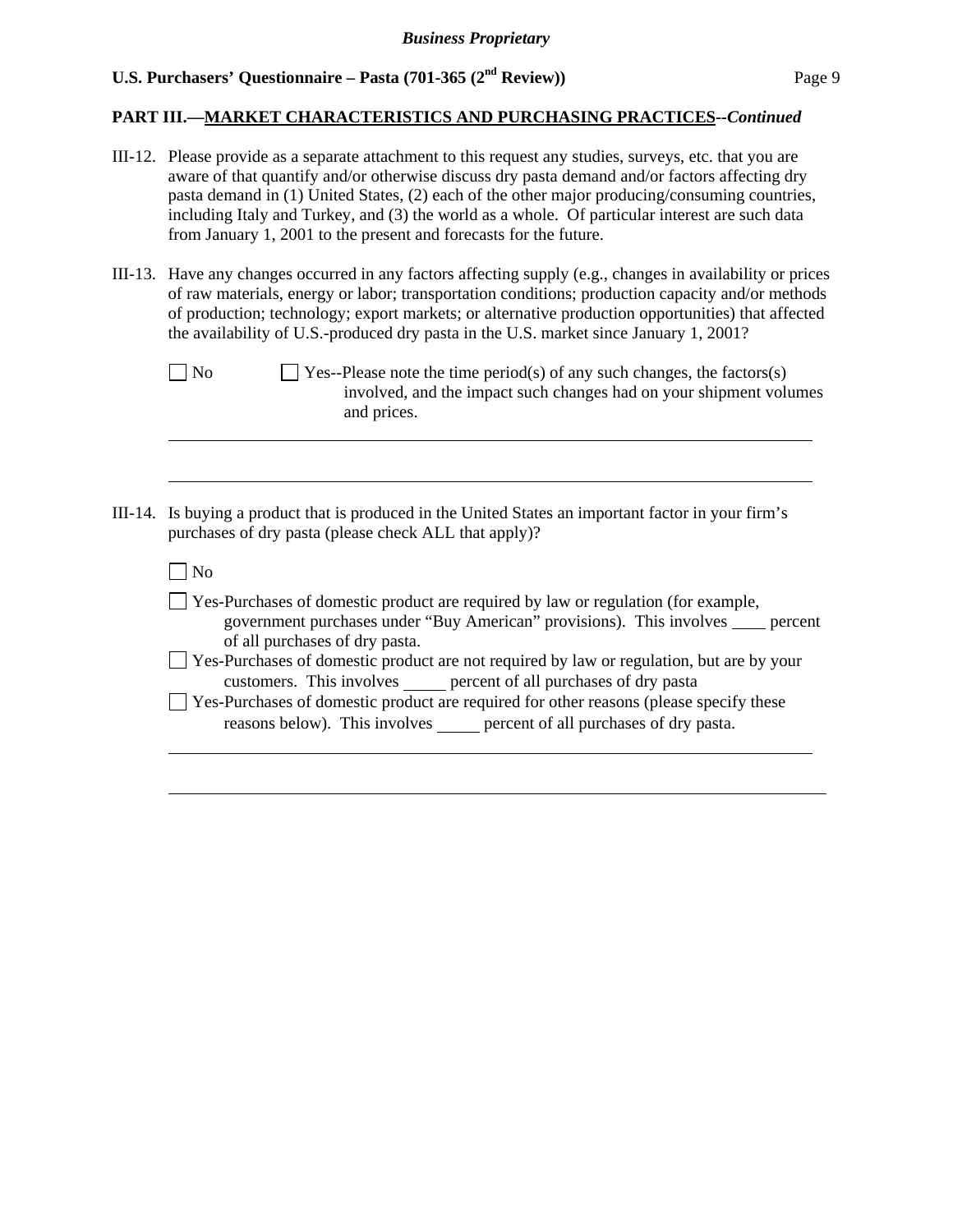## PART III.—MARKET CHARACTERISTICS AND PURCHASING PRACTICES--*Continued*

III-12. Please provide as a separate attachment to this request any studies, surveys, etc. that you are aware of that quantify and/or otherwise discuss dry pasta demand and/or factors affecting dry pasta demand in (1) United States, (2) each of the other major producing/consuming countries, including Italy and Turkey, and (3) the world as a whole. Of particular interest are such data from January 1, 2001 to the present and forecasts for the future.

III-13. Have any changes occurred in any factors affecting supply (e.g., changes in availability or prices of raw materials, energy or labor; transportation conditions; production capacity and/or methods of production; technology; export markets; or alternative production opportunities) that affected the availability of U.S.-produced dry pasta in the U.S. market since January 1, 2001?

☐ No ☐ Yes--Please note the time period(s) of any such changes, the factors(s) involved, and the impact such changes had on your shipment volumes and prices.

______________________________________________________________________

______________________________________________________________________

III-14. Is buying a product that is produced in the United States an important factor in your firm's purchases of dry pasta (please check ALL that apply)?

☐ No

☐ Yes-Purchases of domestic product are required by law or regulation (for example, government purchases under "Buy American" provisions). This involves ____ percent of all purchases of dry pasta.

☐ Yes-Purchases of domestic product are not required by law or regulation, but are by your customers. This involves _____ percent of all purchases of dry pasta

☐ Yes-Purchases of domestic product are required for other reasons (please specify these reasons below). This involves _____ percent of all purchases of dry pasta.

______________________________________________________________________

______________________________________________________________________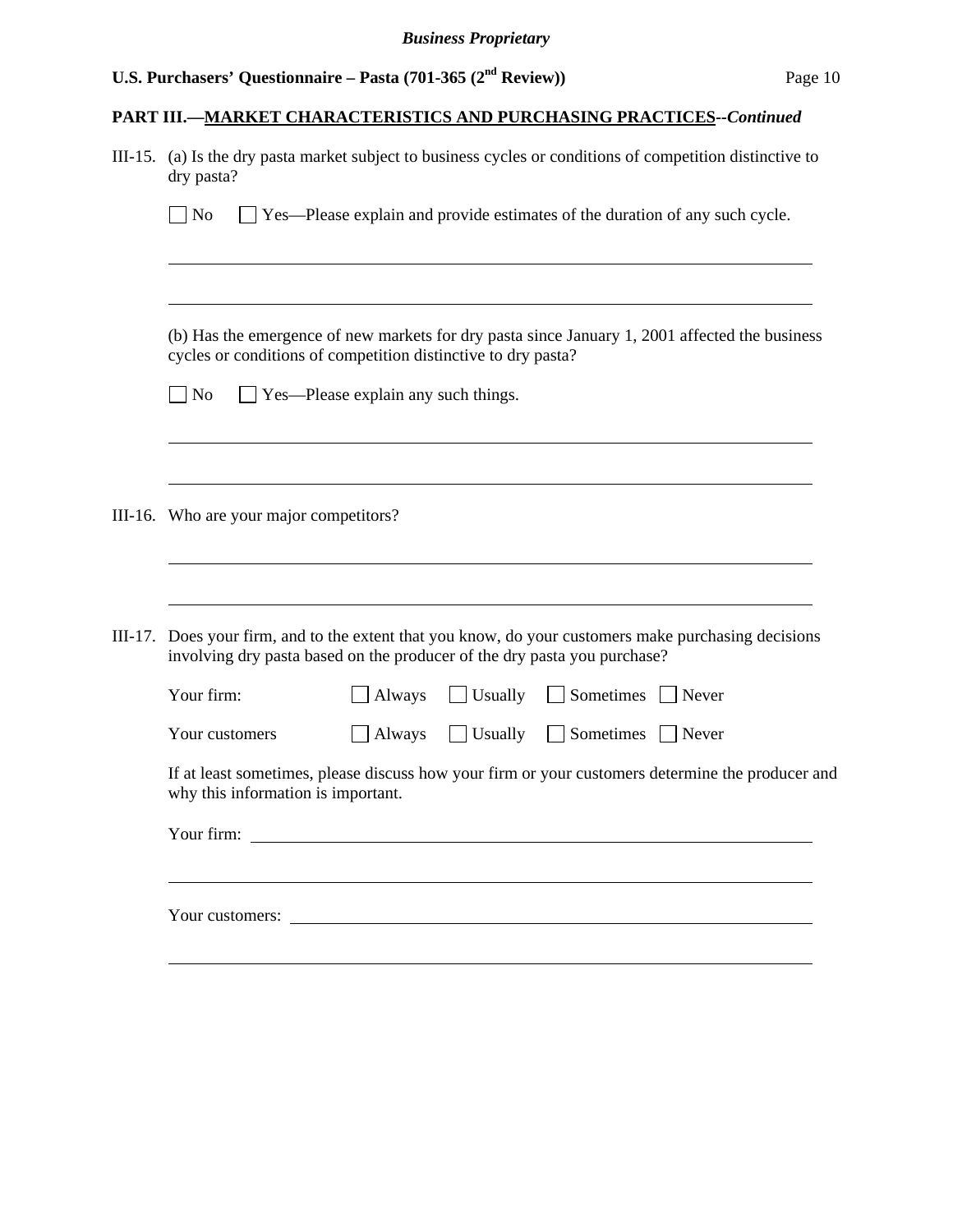## PART III.—MARKET CHARACTERISTICS AND PURCHASING PRACTICES--*Continued*

III-15. (a) Is the dry pasta market subject to business cycles or conditions of competition distinctive to dry pasta?

☐ No ☐ Yes—Please explain and provide estimates of the duration of any such cycle.

______________________________________________________________________

______________________________________________________________________

(b) Has the emergence of new markets for dry pasta since January 1, 2001 affected the business cycles or conditions of competition distinctive to dry pasta?

☐ No ☐ Yes—Please explain any such things.

______________________________________________________________________

______________________________________________________________________

III-16. Who are your major competitors?

______________________________________________________________________

______________________________________________________________________

III-17. Does your firm, and to the extent that you know, do your customers make purchasing decisions involving dry pasta based on the producer of the dry pasta you purchase?

Your firm: ☐ Always ☐ Usually ☐ Sometimes ☐ Never

Your customers ☐ Always ☐ Usually ☐ Sometimes ☐ Never

If at least sometimes, please discuss how your firm or your customers determine the producer and why this information is important.

Your firm: ____________________________________________________________

______________________________________________________________________

Your customers: ________________________________________________________

______________________________________________________________________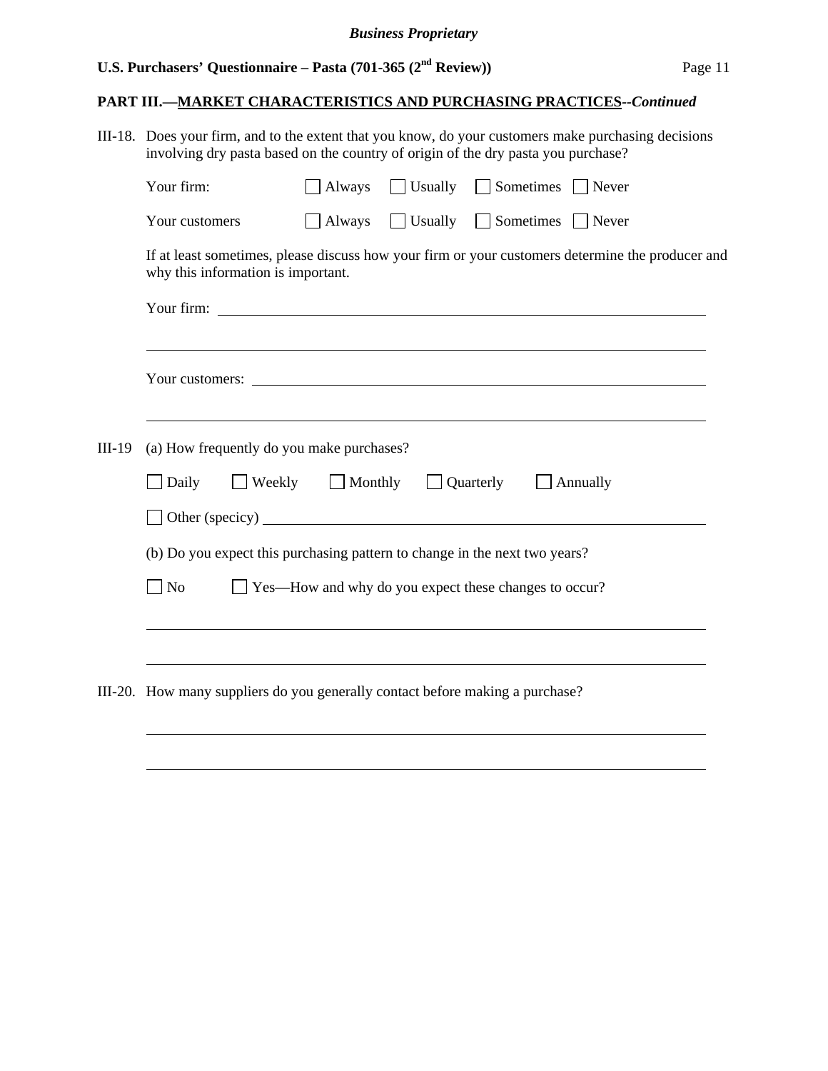## PART III.—MARKET CHARACTERISTICS AND PURCHASING PRACTICES--*Continued*

III-18. Does your firm, and to the extent that you know, do your customers make purchasing decisions involving dry pasta based on the country of origin of the dry pasta you purchase?

Your firm: ☐ Always ☐ Usually ☐ Sometimes ☐ Never

Your customers ☐ Always ☐ Usually ☐ Sometimes ☐ Never

If at least sometimes, please discuss how your firm or your customers determine the producer and why this information is important.

Your firm: ____________________________________________

____________________________________________

Your customers: ____________________________________________

____________________________________________

III-19 (a) How frequently do you make purchases?

☐ Daily ☐ Weekly ☐ Monthly ☐ Quarterly ☐ Annually

☐ Other (specicy) ____________________________________________

(b) Do you expect this purchasing pattern to change in the next two years?

☐ No ☐ Yes—How and why do you expect these changes to occur?

____________________________________________

____________________________________________

III-20. How many suppliers do you generally contact before making a purchase?

____________________________________________

____________________________________________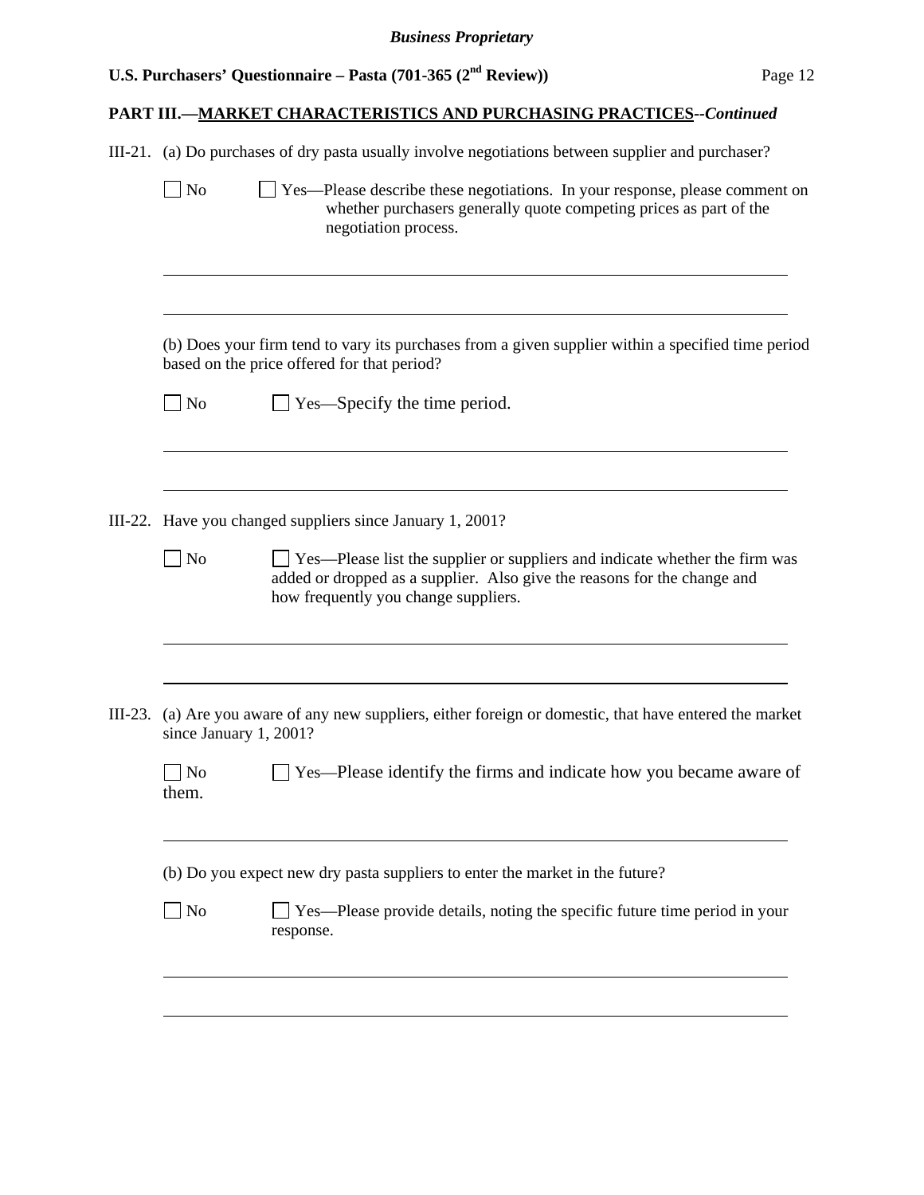**PART III.—MARKET CHARACTERISTICS AND PURCHASING PRACTICES--*Continued***

III-21. (a) Do purchases of dry pasta usually involve negotiations between supplier and purchaser?

☐ No ☐ Yes—Please describe these negotiations. In your response, please comment on whether purchasers generally quote competing prices as part of the negotiation process.

(b) Does your firm tend to vary its purchases from a given supplier within a specified time period based on the price offered for that period?

☐ No ☐ Yes—Specify the time period.

III-22. Have you changed suppliers since January 1, 2001?

☐ No ☐ Yes—Please list the supplier or suppliers and indicate whether the firm was added or dropped as a supplier. Also give the reasons for the change and how frequently you change suppliers.

III-23. (a) Are you aware of any new suppliers, either foreign or domestic, that have entered the market since January 1, 2001?

☐ No ☐ Yes—Please identify the firms and indicate how you became aware of them.

(b) Do you expect new dry pasta suppliers to enter the market in the future?

☐ No ☐ Yes—Please provide details, noting the specific future time period in your response.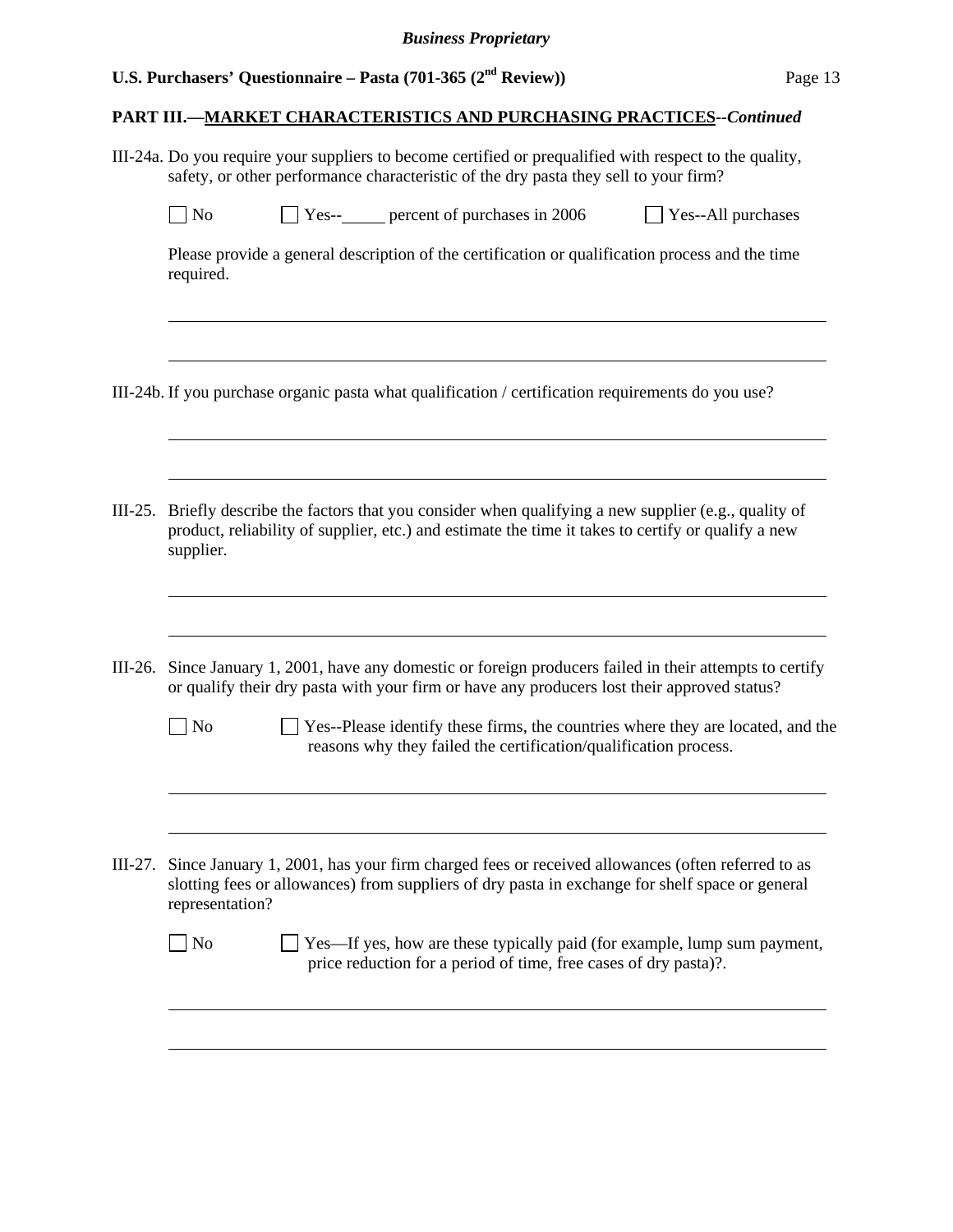## PART III.—MARKET CHARACTERISTICS AND PURCHASING PRACTICES--*Continued*

III-24a. Do you require your suppliers to become certified or prequalified with respect to the quality, safety, or other performance characteristic of the dry pasta they sell to your firm?

☐ No ☐ Yes--_____ percent of purchases in 2006 ☐ Yes--All purchases

Please provide a general description of the certification or qualification process and the time required.

______________________________________________________________________________

______________________________________________________________________________

III-24b. If you purchase organic pasta what qualification / certification requirements do you use?

______________________________________________________________________________

______________________________________________________________________________

III-25. Briefly describe the factors that you consider when qualifying a new supplier (e.g., quality of product, reliability of supplier, etc.) and estimate the time it takes to certify or qualify a new supplier.

______________________________________________________________________________

______________________________________________________________________________

III-26. Since January 1, 2001, have any domestic or foreign producers failed in their attempts to certify or qualify their dry pasta with your firm or have any producers lost their approved status?

☐ No ☐ Yes--Please identify these firms, the countries where they are located, and the reasons why they failed the certification/qualification process.

______________________________________________________________________________

______________________________________________________________________________

III-27. Since January 1, 2001, has your firm charged fees or received allowances (often referred to as slotting fees or allowances) from suppliers of dry pasta in exchange for shelf space or general representation?

☐ No ☐ Yes—If yes, how are these typically paid (for example, lump sum payment, price reduction for a period of time, free cases of dry pasta)?.

______________________________________________________________________________

______________________________________________________________________________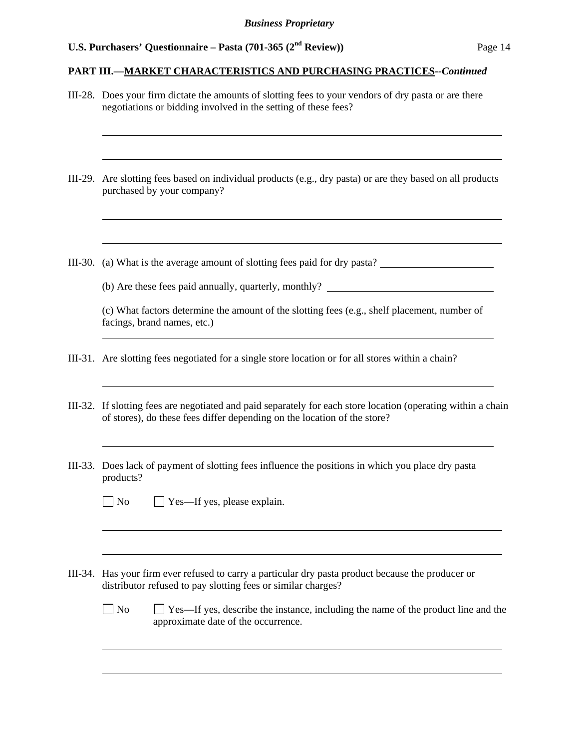## PART III.—MARKET CHARACTERISTICS AND PURCHASING PRACTICES--*Continued*

III-28. Does your firm dictate the amounts of slotting fees to your vendors of dry pasta or are there negotiations or bidding involved in the setting of these fees?

\_\_\_\_\_\_\_\_\_\_\_\_\_\_\_\_\_\_\_\_\_\_\_\_\_\_\_\_\_\_\_\_\_\_\_\_\_\_\_\_\_\_\_\_\_\_\_\_\_\_\_\_\_\_\_\_\_\_\_\_\_\_\_\_\_\_\_\_\_\_\_\_

\_\_\_\_\_\_\_\_\_\_\_\_\_\_\_\_\_\_\_\_\_\_\_\_\_\_\_\_\_\_\_\_\_\_\_\_\_\_\_\_\_\_\_\_\_\_\_\_\_\_\_\_\_\_\_\_\_\_\_\_\_\_\_\_\_\_\_\_\_\_\_\_

III-29. Are slotting fees based on individual products (e.g., dry pasta) or are they based on all products purchased by your company?

\_\_\_\_\_\_\_\_\_\_\_\_\_\_\_\_\_\_\_\_\_\_\_\_\_\_\_\_\_\_\_\_\_\_\_\_\_\_\_\_\_\_\_\_\_\_\_\_\_\_\_\_\_\_\_\_\_\_\_\_\_\_\_\_\_\_\_\_\_\_\_\_

\_\_\_\_\_\_\_\_\_\_\_\_\_\_\_\_\_\_\_\_\_\_\_\_\_\_\_\_\_\_\_\_\_\_\_\_\_\_\_\_\_\_\_\_\_\_\_\_\_\_\_\_\_\_\_\_\_\_\_\_\_\_\_\_\_\_\_\_\_\_\_\_

III-30. (a) What is the average amount of slotting fees paid for dry pasta? \_\_\_\_\_\_\_\_\_\_\_\_\_\_\_\_\_\_\_\_

(b) Are these fees paid annually, quarterly, monthly? \_\_\_\_\_\_\_\_\_\_\_\_\_\_\_\_\_\_\_\_\_\_\_\_\_\_\_\_\_\_

(c) What factors determine the amount of the slotting fees (e.g., shelf placement, number of facings, brand names, etc.)

\_\_\_\_\_\_\_\_\_\_\_\_\_\_\_\_\_\_\_\_\_\_\_\_\_\_\_\_\_\_\_\_\_\_\_\_\_\_\_\_\_\_\_\_\_\_\_\_\_\_\_\_\_\_\_\_\_\_\_\_\_\_\_\_\_\_\_\_\_\_\_\_

III-31. Are slotting fees negotiated for a single store location or for all stores within a chain?

\_\_\_\_\_\_\_\_\_\_\_\_\_\_\_\_\_\_\_\_\_\_\_\_\_\_\_\_\_\_\_\_\_\_\_\_\_\_\_\_\_\_\_\_\_\_\_\_\_\_\_\_\_\_\_\_\_\_\_\_\_\_\_\_\_\_\_\_\_\_\_\_

III-32. If slotting fees are negotiated and paid separately for each store location (operating within a chain of stores), do these fees differ depending on the location of the store?

\_\_\_\_\_\_\_\_\_\_\_\_\_\_\_\_\_\_\_\_\_\_\_\_\_\_\_\_\_\_\_\_\_\_\_\_\_\_\_\_\_\_\_\_\_\_\_\_\_\_\_\_\_\_\_\_\_\_\_\_\_\_\_\_\_\_\_\_\_\_\_\_

III-33. Does lack of payment of slotting fees influence the positions in which you place dry pasta products?

☐ No ☐ Yes—If yes, please explain.

\_\_\_\_\_\_\_\_\_\_\_\_\_\_\_\_\_\_\_\_\_\_\_\_\_\_\_\_\_\_\_\_\_\_\_\_\_\_\_\_\_\_\_\_\_\_\_\_\_\_\_\_\_\_\_\_\_\_\_\_\_\_\_\_\_\_\_\_\_\_\_\_

\_\_\_\_\_\_\_\_\_\_\_\_\_\_\_\_\_\_\_\_\_\_\_\_\_\_\_\_\_\_\_\_\_\_\_\_\_\_\_\_\_\_\_\_\_\_\_\_\_\_\_\_\_\_\_\_\_\_\_\_\_\_\_\_\_\_\_\_\_\_\_\_

III-34. Has your firm ever refused to carry a particular dry pasta product because the producer or distributor refused to pay slotting fees or similar charges?

☐ No ☐ Yes—If yes, describe the instance, including the name of the product line and the approximate date of the occurrence.

\_\_\_\_\_\_\_\_\_\_\_\_\_\_\_\_\_\_\_\_\_\_\_\_\_\_\_\_\_\_\_\_\_\_\_\_\_\_\_\_\_\_\_\_\_\_\_\_\_\_\_\_\_\_\_\_\_\_\_\_\_\_\_\_\_\_\_\_\_\_\_\_

\_\_\_\_\_\_\_\_\_\_\_\_\_\_\_\_\_\_\_\_\_\_\_\_\_\_\_\_\_\_\_\_\_\_\_\_\_\_\_\_\_\_\_\_\_\_\_\_\_\_\_\_\_\_\_\_\_\_\_\_\_\_\_\_\_\_\_\_\_\_\_\_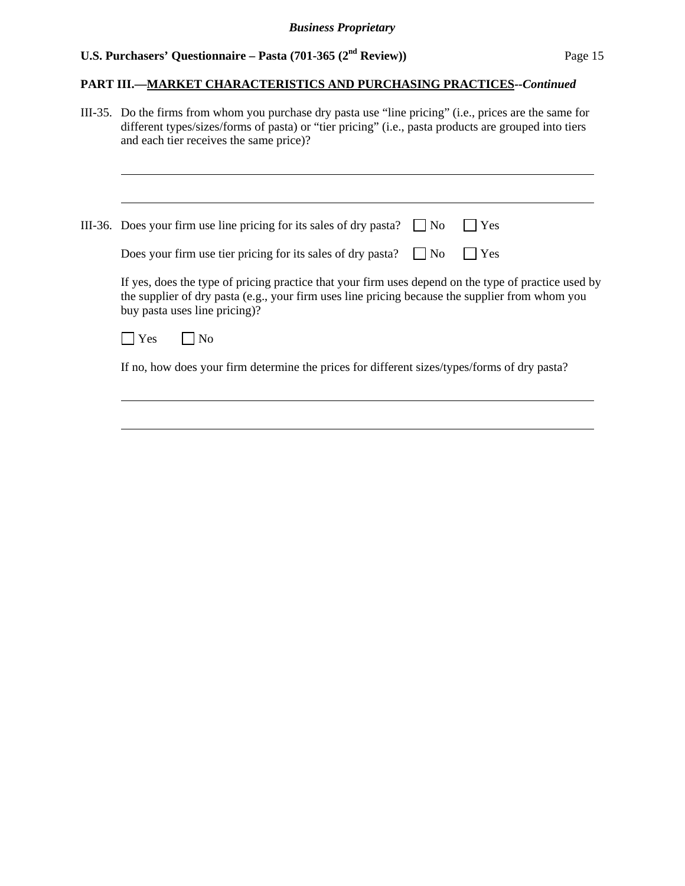## PART III.—MARKET CHARACTERISTICS AND PURCHASING PRACTICES--*Continued*

III-35. Do the firms from whom you purchase dry pasta use "line pricing" (i.e., prices are the same for different types/sizes/forms of pasta) or "tier pricing" (i.e., pasta products are grouped into tiers and each tier receives the same price)?

\_\_\_\_\_\_\_\_\_\_\_\_\_\_\_\_\_\_\_\_\_\_\_\_\_\_\_\_\_\_\_\_\_\_\_\_\_\_\_\_\_\_\_\_\_\_\_\_\_\_\_\_\_\_\_\_\_\_\_\_\_\_\_\_\_\_\_\_\_\_\_\_\_\_\_\_\_\_

\_\_\_\_\_\_\_\_\_\_\_\_\_\_\_\_\_\_\_\_\_\_\_\_\_\_\_\_\_\_\_\_\_\_\_\_\_\_\_\_\_\_\_\_\_\_\_\_\_\_\_\_\_\_\_\_\_\_\_\_\_\_\_\_\_\_\_\_\_\_\_\_\_\_\_\_\_\_

III-36. Does your firm use line pricing for its sales of dry pasta? ☐ No ☐ Yes

Does your firm use tier pricing for its sales of dry pasta? ☐ No ☐ Yes

If yes, does the type of pricing practice that your firm uses depend on the type of practice used by the supplier of dry pasta (e.g., your firm uses line pricing because the supplier from whom you buy pasta uses line pricing)?

☐ Yes ☐ No

If no, how does your firm determine the prices for different sizes/types/forms of dry pasta?

\_\_\_\_\_\_\_\_\_\_\_\_\_\_\_\_\_\_\_\_\_\_\_\_\_\_\_\_\_\_\_\_\_\_\_\_\_\_\_\_\_\_\_\_\_\_\_\_\_\_\_\_\_\_\_\_\_\_\_\_\_\_\_\_\_\_\_\_\_\_\_\_\_\_\_\_\_\_

\_\_\_\_\_\_\_\_\_\_\_\_\_\_\_\_\_\_\_\_\_\_\_\_\_\_\_\_\_\_\_\_\_\_\_\_\_\_\_\_\_\_\_\_\_\_\_\_\_\_\_\_\_\_\_\_\_\_\_\_\_\_\_\_\_\_\_\_\_\_\_\_\_\_\_\_\_\_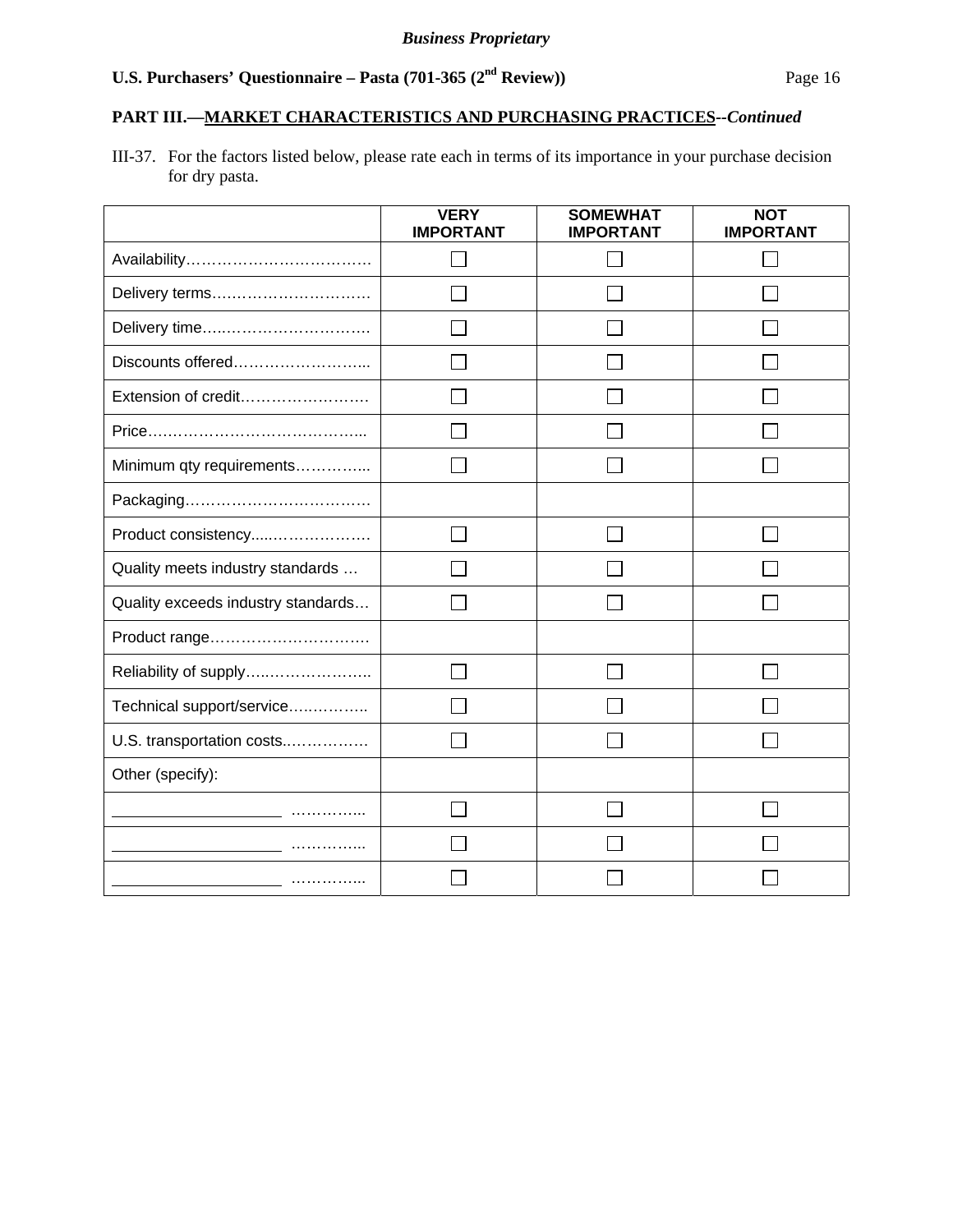*Business Proprietary*

**U.S. Purchasers' Questionnaire – Pasta (701-365 (2nd Review))**

**PART III.—MARKET CHARACTERISTICS AND PURCHASING PRACTICES--*Continued***

III-37. For the factors listed below, please rate each in terms of its importance in your purchase decision for dry pasta.

| | VERY IMPORTANT | SOMEWHAT IMPORTANT | NOT IMPORTANT |
|---|---|---|---|
| Availability………………………………. | ☐ | ☐ | ☐ |
| Delivery terms…………………………. | ☐ | ☐ | ☐ |
| Delivery time…………………………. | ☐ | ☐ | ☐ |
| Discounts offered……………………... | ☐ | ☐ | ☐ |
| Extension of credit……………………. | ☐ | ☐ | ☐ |
| Price…………………………………... | ☐ | ☐ | ☐ |
| Minimum qty requirements…………... | ☐ | ☐ | ☐ |
| Packaging………………………………. | | | |
| Product consistency.....………………. | ☐ | ☐ | ☐ |
| Quality meets industry standards … | ☐ | ☐ | ☐ |
| Quality exceeds industry standards… | ☐ | ☐ | ☐ |
| Product range…………………………. | | | |
| Reliability of supply…..……………….. | ☐ | ☐ | ☐ |
| Technical support/service….………... | ☐ | ☐ | ☐ |
| U.S. transportation costs..……………. | ☐ | ☐ | ☐ |
| Other (specify): | | | |
| ____________________ …………... | ☐ | ☐ | ☐ |
| ____________________ …………... | ☐ | ☐ | ☐ |
| ____________________ …………... | ☐ | ☐ | ☐ |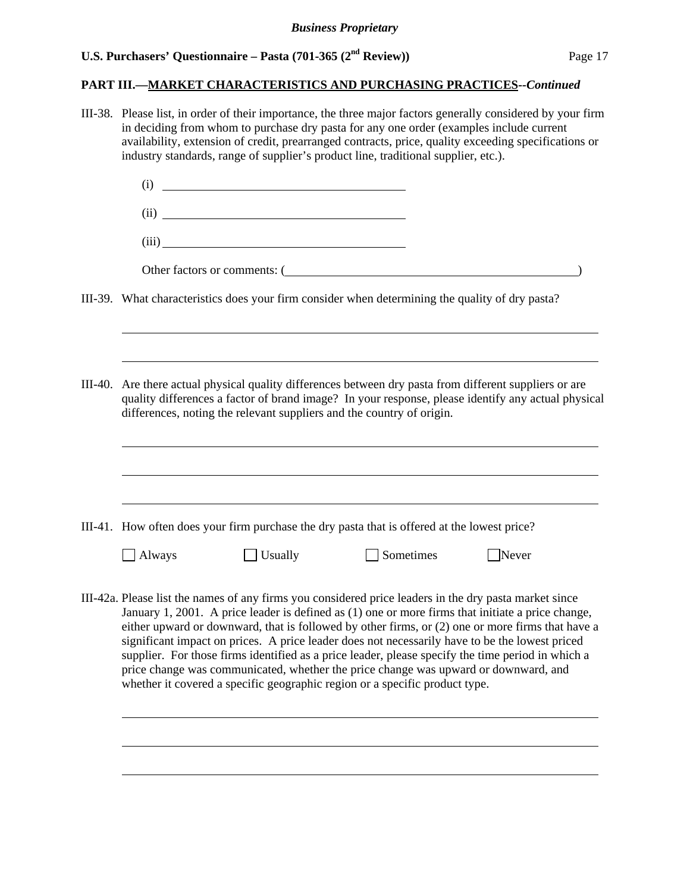**PART III.—MARKET CHARACTERISTICS AND PURCHASING PRACTICES--*Continued***

III-38. Please list, in order of their importance, the three major factors generally considered by your firm in deciding from whom to purchase dry pasta for any one order (examples include current availability, extension of credit, prearranged contracts, price, quality exceeding specifications or industry standards, range of supplier's product line, traditional supplier, etc.).

(i) ______________________________

(ii) ______________________________

(iii) ______________________________

Other factors or comments: (______________________________)

III-39. What characteristics does your firm consider when determining the quality of dry pasta?

______________________________

______________________________

III-40. Are there actual physical quality differences between dry pasta from different suppliers or are quality differences a factor of brand image? In your response, please identify any actual physical differences, noting the relevant suppliers and the country of origin.

______________________________

______________________________

______________________________

III-41. How often does your firm purchase the dry pasta that is offered at the lowest price?

☐ Always ☐ Usually ☐ Sometimes ☐ Never

III-42a. Please list the names of any firms you considered price leaders in the dry pasta market since January 1, 2001. A price leader is defined as (1) one or more firms that initiate a price change, either upward or downward, that is followed by other firms, or (2) one or more firms that have a significant impact on prices. A price leader does not necessarily have to be the lowest priced supplier. For those firms identified as a price leader, please specify the time period in which a price change was communicated, whether the price change was upward or downward, and whether it covered a specific geographic region or a specific product type.

______________________________

______________________________

______________________________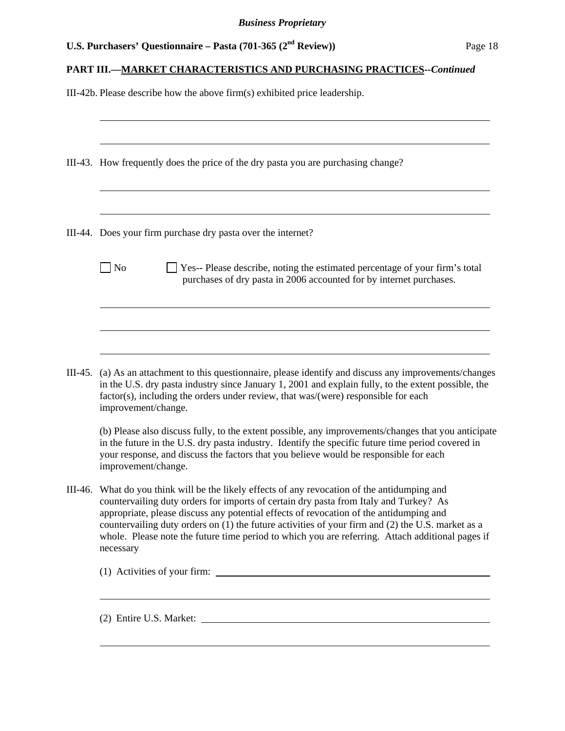**PART III.—MARKET CHARACTERISTICS AND PURCHASING PRACTICES--*Continued***

III-42b. Please describe how the above firm(s) exhibited price leadership.

III-43. How frequently does the price of the dry pasta you are purchasing change?

III-44. Does your firm purchase dry pasta over the internet?

☐ No ☐ Yes-- Please describe, noting the estimated percentage of your firm's total purchases of dry pasta in 2006 accounted for by internet purchases.

III-45. (a) As an attachment to this questionnaire, please identify and discuss any improvements/changes in the U.S. dry pasta industry since January 1, 2001 and explain fully, to the extent possible, the factor(s), including the orders under review, that was/(were) responsible for each improvement/change.

(b) Please also discuss fully, to the extent possible, any improvements/changes that you anticipate in the future in the U.S. dry pasta industry. Identify the specific future time period covered in your response, and discuss the factors that you believe would be responsible for each improvement/change.

III-46. What do you think will be the likely effects of any revocation of the antidumping and countervailing duty orders for imports of certain dry pasta from Italy and Turkey? As appropriate, please discuss any potential effects of revocation of the antidumping and countervailing duty orders on (1) the future activities of your firm and (2) the U.S. market as a whole. Please note the future time period to which you are referring. Attach additional pages if necessary

(1) Activities of your firm:

(2) Entire U.S. Market: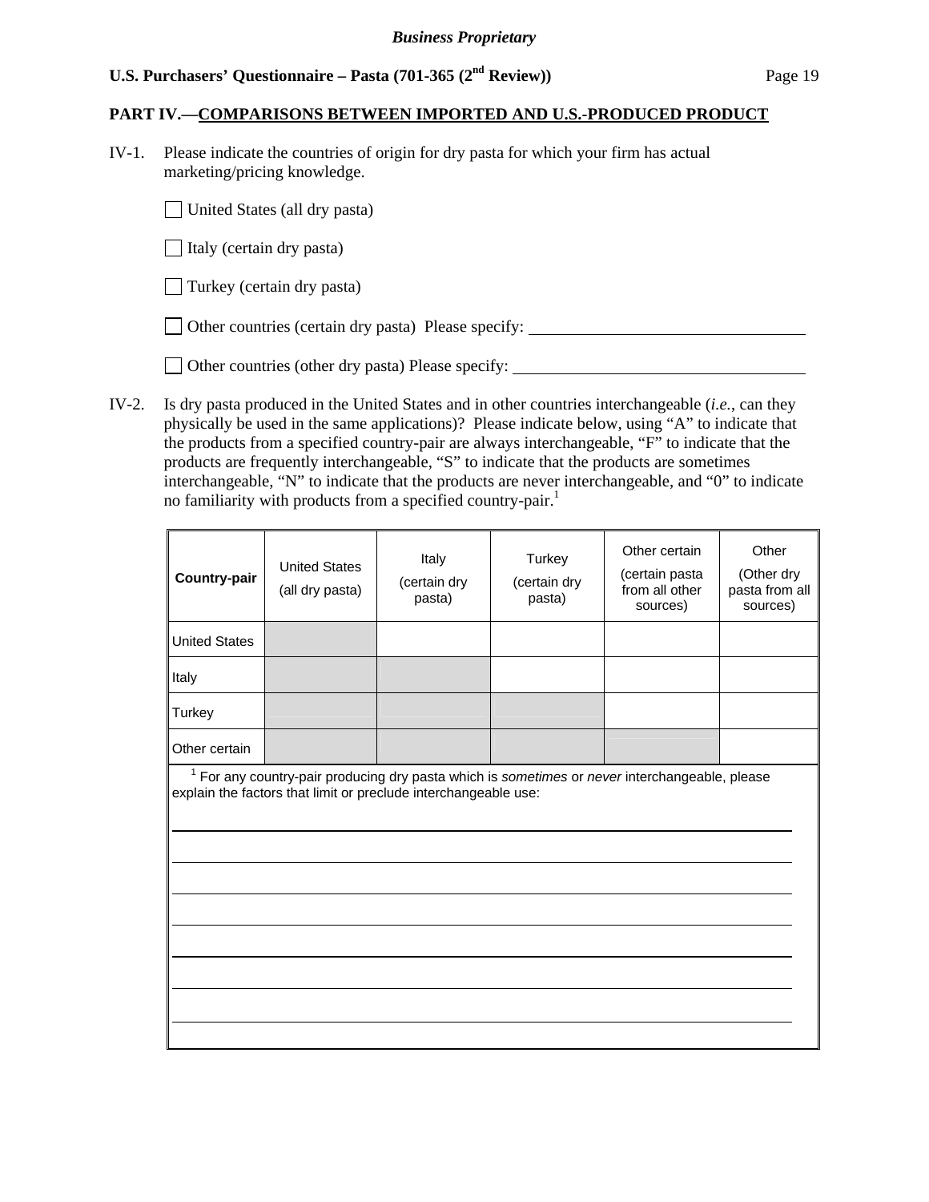*Business Proprietary*

**U.S. Purchasers' Questionnaire – Pasta (701-365 (2nd Review))**

**PART IV.—COMPARISONS BETWEEN IMPORTED AND U.S.-PRODUCED PRODUCT**

IV-1. Please indicate the countries of origin for dry pasta for which your firm has actual marketing/pricing knowledge.

☐ United States (all dry pasta)

☐ Italy (certain dry pasta)

☐ Turkey (certain dry pasta)

☐ Other countries (certain dry pasta) Please specify: ________________________________

☐ Other countries (other dry pasta) Please specify: ________________________________

IV-2. Is dry pasta produced in the United States and in other countries interchangeable (*i.e.*, can they physically be used in the same applications)? Please indicate below, using "A" to indicate that the products from a specified country-pair are always interchangeable, "F" to indicate that the products are frequently interchangeable, "S" to indicate that the products are sometimes interchangeable, "N" to indicate that the products are never interchangeable, and "0" to indicate no familiarity with products from a specified country-pair.[1]

| **Country-pair** | United States (all dry pasta) | Italy (certain dry pasta) | Turkey (certain dry pasta) | Other certain (certain pasta from all other sources) | Other (Other dry pasta from all sources) |
|---|---|---|---|---|---|
| United States | | | | | |
| Italy | | | | | |
| Turkey | | | | | |
| Other certain | | | | | |

[1] For any country-pair producing dry pasta which is *sometimes* or *never* interchangeable, please explain the factors that limit or preclude interchangeable use:

________________________________________________________________________________

________________________________________________________________________________

________________________________________________________________________________

________________________________________________________________________________

________________________________________________________________________________

________________________________________________________________________________

________________________________________________________________________________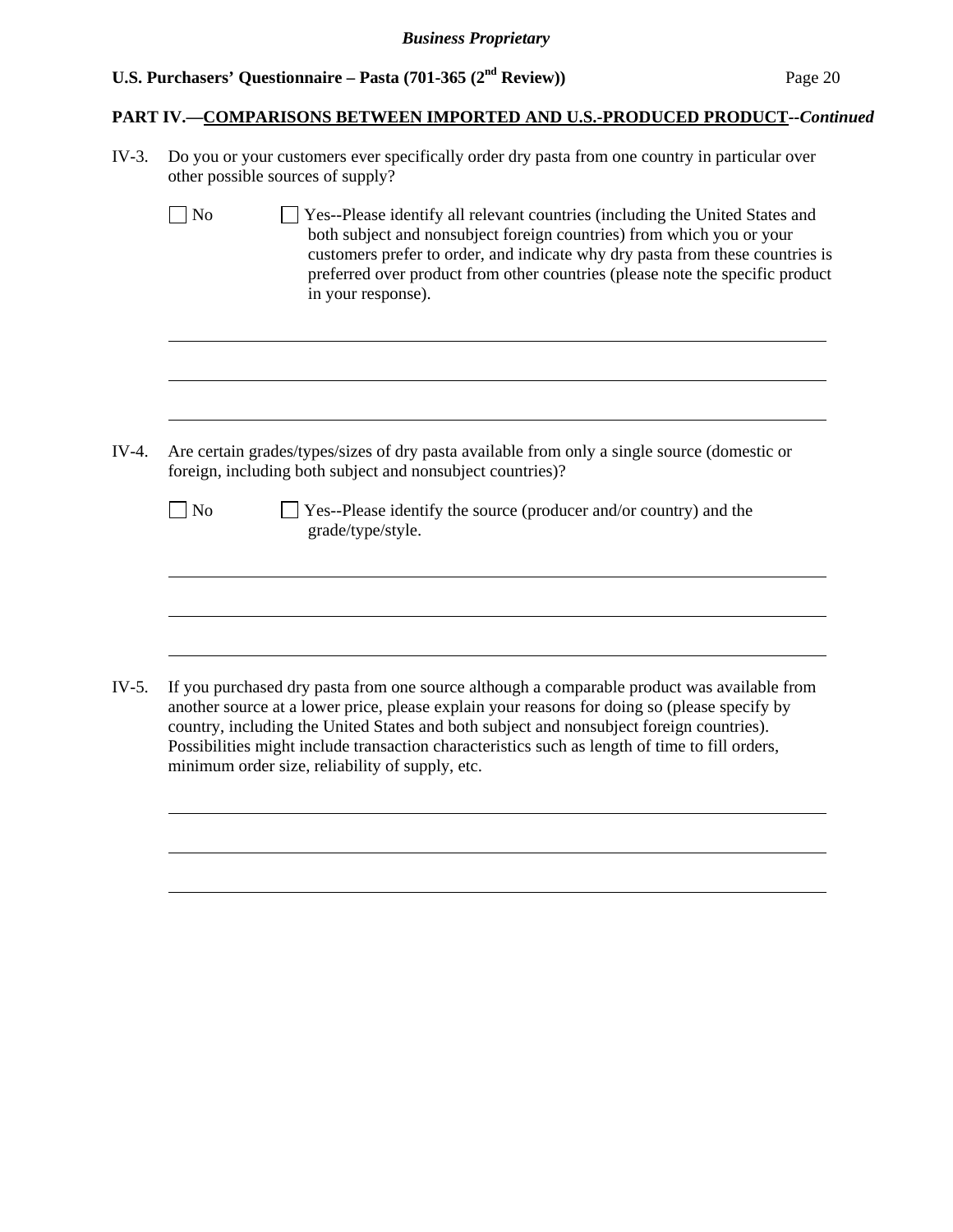**PART IV.—COMPARISONS BETWEEN IMPORTED AND U.S.-PRODUCED PRODUCT**--*Continued*

IV-3. Do you or your customers ever specifically order dry pasta from one country in particular over other possible sources of supply?

☐ No ☐ Yes--Please identify all relevant countries (including the United States and both subject and nonsubject foreign countries) from which you or your customers prefer to order, and indicate why dry pasta from these countries is preferred over product from other countries (please note the specific product in your response).

______________________________________________________________________________

______________________________________________________________________________

______________________________________________________________________________

IV-4. Are certain grades/types/sizes of dry pasta available from only a single source (domestic or foreign, including both subject and nonsubject countries)?

☐ No ☐ Yes--Please identify the source (producer and/or country) and the grade/type/style.

______________________________________________________________________________

______________________________________________________________________________

______________________________________________________________________________

IV-5. If you purchased dry pasta from one source although a comparable product was available from another source at a lower price, please explain your reasons for doing so (please specify by country, including the United States and both subject and nonsubject foreign countries). Possibilities might include transaction characteristics such as length of time to fill orders, minimum order size, reliability of supply, etc.

______________________________________________________________________________

______________________________________________________________________________

______________________________________________________________________________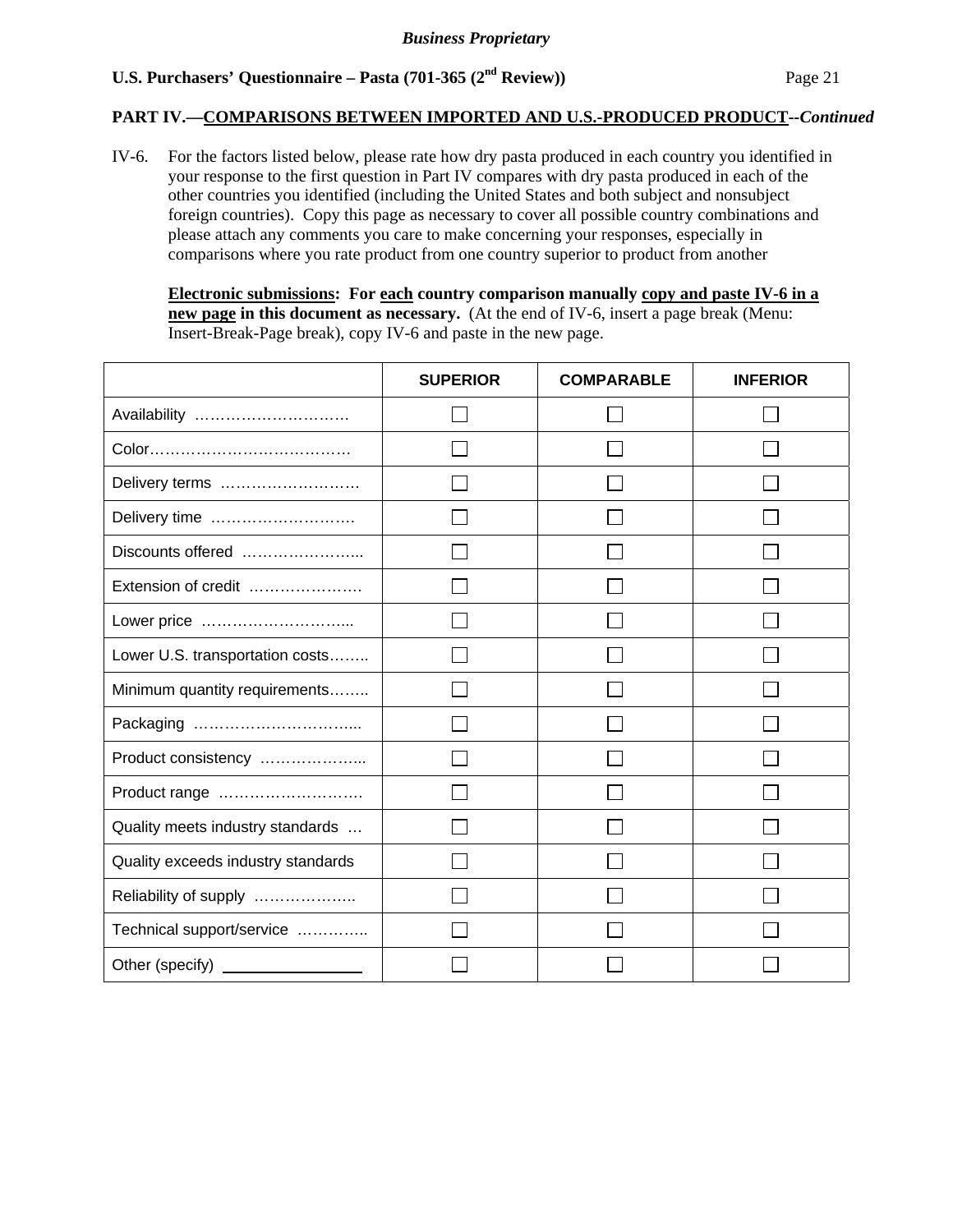## PART IV.—COMPARISONS BETWEEN IMPORTED AND U.S.-PRODUCED PRODUCT--*Continued*

IV-6. For the factors listed below, please rate how dry pasta produced in each country you identified in your response to the first question in Part IV compares with dry pasta produced in each of the other countries you identified (including the United States and both subject and nonsubject foreign countries). Copy this page as necessary to cover all possible country combinations and please attach any comments you care to make concerning your responses, especially in comparisons where you rate product from one country superior to product from another

**Electronic submissions: For each country comparison manually copy and paste IV-6 in a new page in this document as necessary.** (At the end of IV-6, insert a page break (Menu: Insert-Break-Page break), copy IV-6 and paste in the new page.

| | SUPERIOR | COMPARABLE | INFERIOR |
|---|---|---|---|
| Availability ………………………… | ☐ | ☐ | ☐ |
| Color………………………………… | ☐ | ☐ | ☐ |
| Delivery terms ……………………… | ☐ | ☐ | ☐ |
| Delivery time ……………………… | ☐ | ☐ | ☐ |
| Discounts offered ………………….. | ☐ | ☐ | ☐ |
| Extension of credit ………………… | ☐ | ☐ | ☐ |
| Lower price ………………………... | ☐ | ☐ | ☐ |
| Lower U.S. transportation costs…….. | ☐ | ☐ | ☐ |
| Minimum quantity requirements…….. | ☐ | ☐ | ☐ |
| Packaging …………………………... | ☐ | ☐ | ☐ |
| Product consistency ………………... | ☐ | ☐ | ☐ |
| Product range ……………………… | ☐ | ☐ | ☐ |
| Quality meets industry standards … | ☐ | ☐ | ☐ |
| Quality exceeds industry standards | ☐ | ☐ | ☐ |
| Reliability of supply ……………….. | ☐ | ☐ | ☐ |
| Technical support/service ………….. | ☐ | ☐ | ☐ |
| Other (specify) _______________ | ☐ | ☐ | ☐ |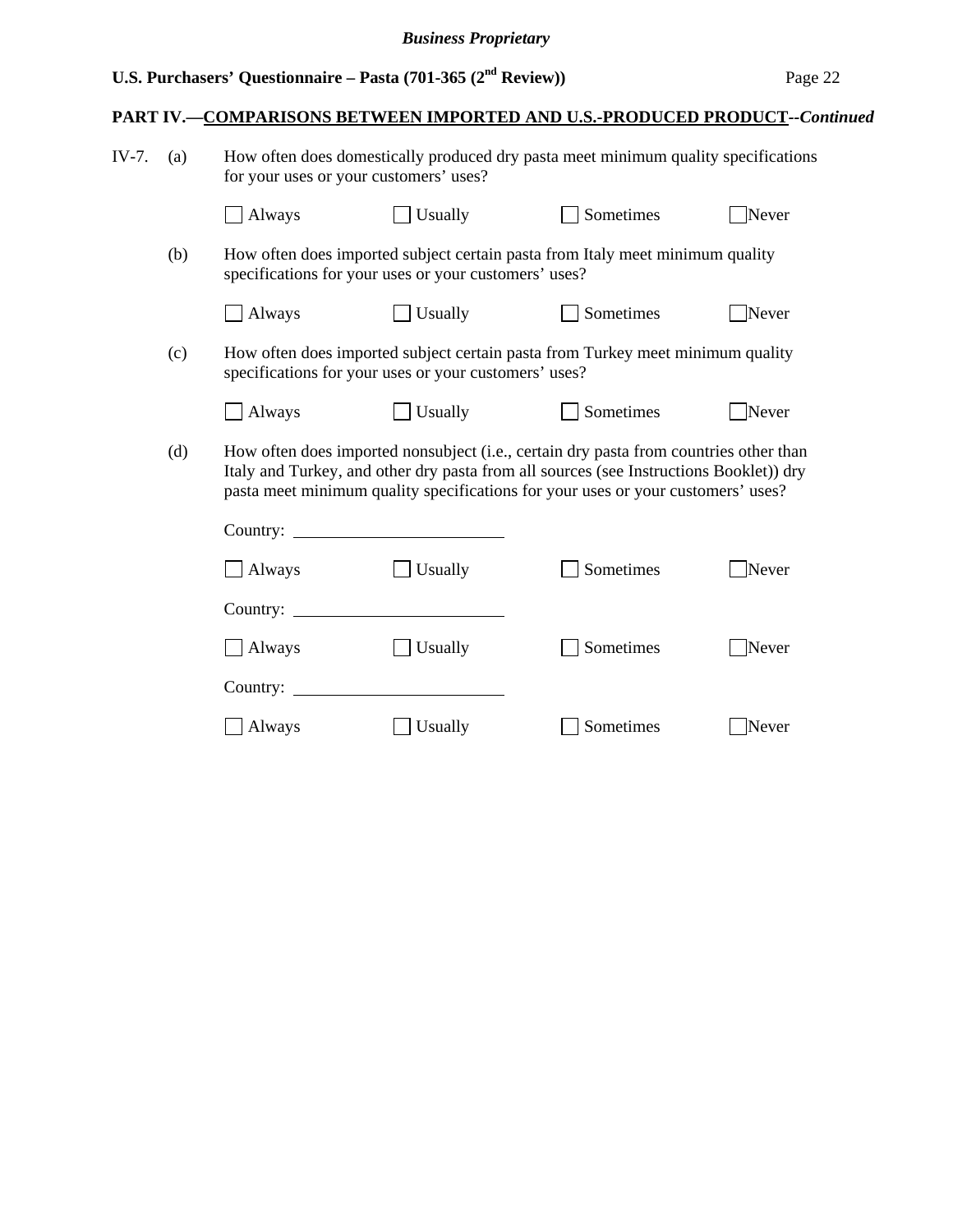## PART IV.—COMPARISONS BETWEEN IMPORTED AND U.S.-PRODUCED PRODUCT--*Continued*

IV-7. (a) How often does domestically produced dry pasta meet minimum quality specifications for your uses or your customers' uses?

☐ Always ☐ Usually ☐ Sometimes ☐ Never

(b) How often does imported subject certain pasta from Italy meet minimum quality specifications for your uses or your customers' uses?

☐ Always ☐ Usually ☐ Sometimes ☐ Never

(c) How often does imported subject certain pasta from Turkey meet minimum quality specifications for your uses or your customers' uses?

☐ Always ☐ Usually ☐ Sometimes ☐ Never

(d) How often does imported nonsubject (i.e., certain dry pasta from countries other than Italy and Turkey, and other dry pasta from all sources (see Instructions Booklet)) dry pasta meet minimum quality specifications for your uses or your customers' uses?

Country: ________________________

☐ Always ☐ Usually ☐ Sometimes ☐ Never

Country: ________________________

☐ Always ☐ Usually ☐ Sometimes ☐ Never

Country: ________________________

☐ Always ☐ Usually ☐ Sometimes ☐ Never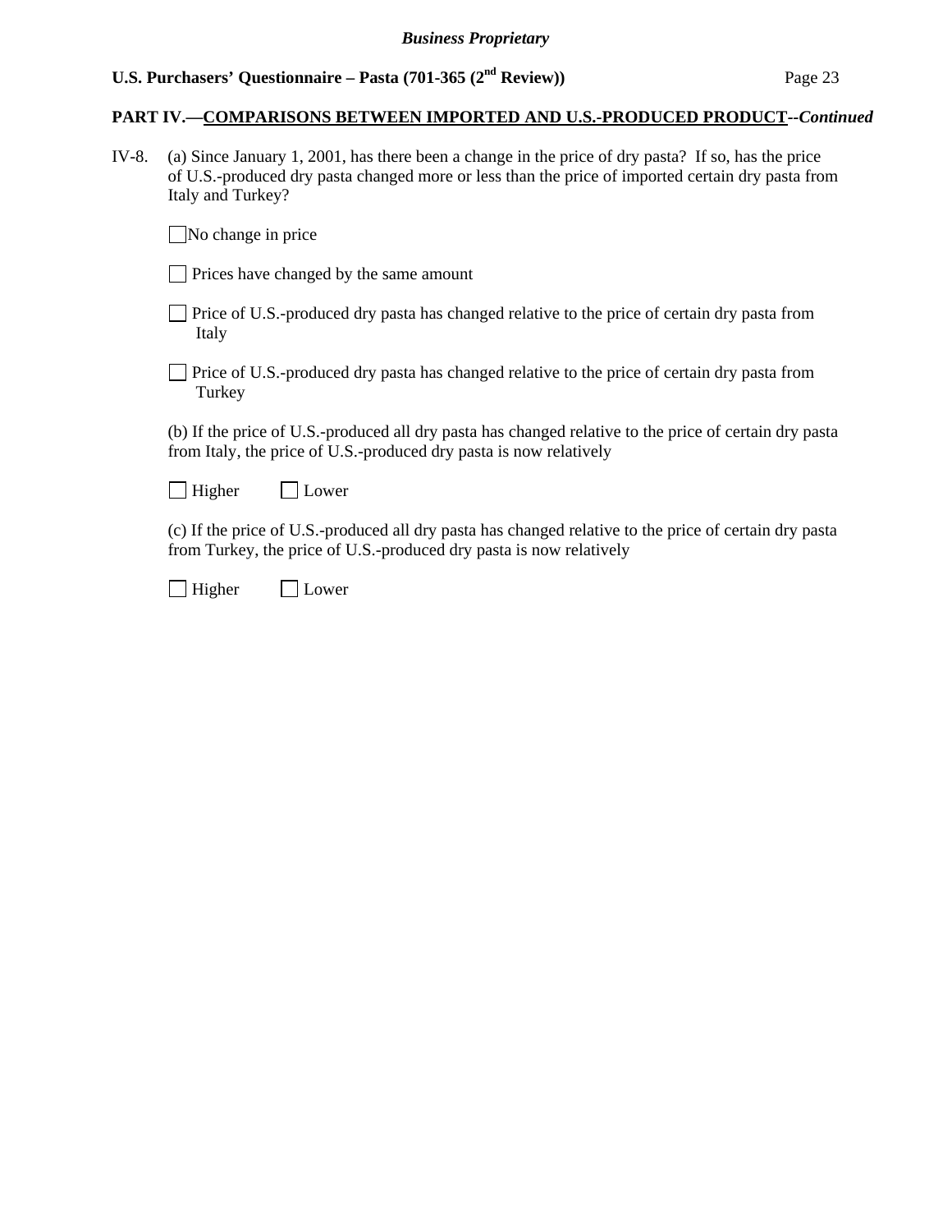**PART IV.—COMPARISONS BETWEEN IMPORTED AND U.S.-PRODUCED PRODUCT--*Continued***

IV-8. (a) Since January 1, 2001, has there been a change in the price of dry pasta? If so, has the price of U.S.-produced dry pasta changed more or less than the price of imported certain dry pasta from Italy and Turkey?

☐ No change in price

☐ Prices have changed by the same amount

☐ Price of U.S.-produced dry pasta has changed relative to the price of certain dry pasta from Italy

☐ Price of U.S.-produced dry pasta has changed relative to the price of certain dry pasta from Turkey

(b) If the price of U.S.-produced all dry pasta has changed relative to the price of certain dry pasta from Italy, the price of U.S.-produced dry pasta is now relatively

☐ Higher ☐ Lower

(c) If the price of U.S.-produced all dry pasta has changed relative to the price of certain dry pasta from Turkey, the price of U.S.-produced dry pasta is now relatively

☐ Higher ☐ Lower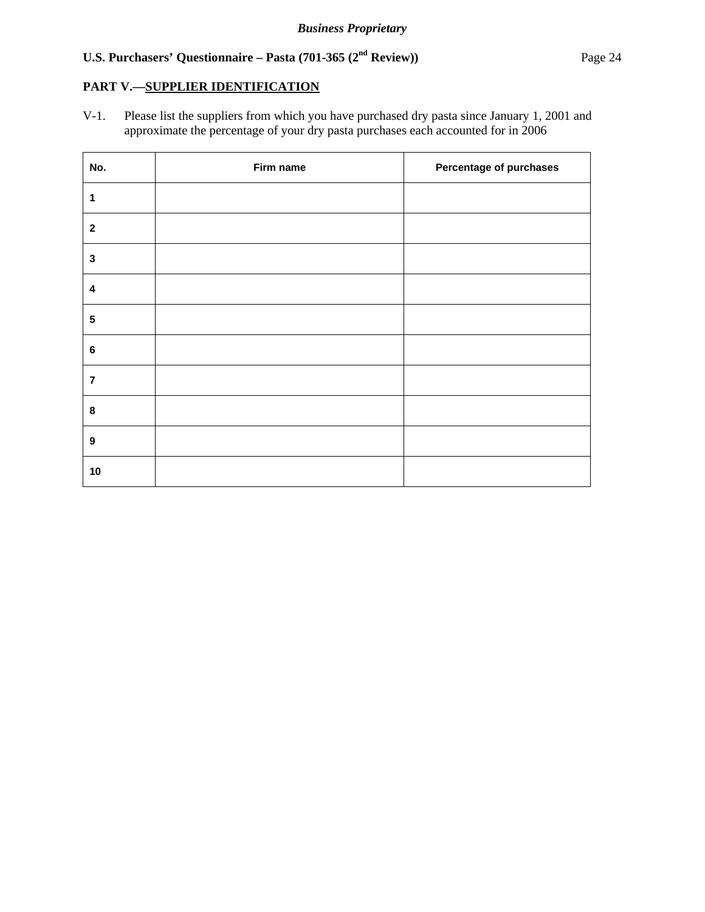## PART V.—SUPPLIER IDENTIFICATION

V-1. Please list the suppliers from which you have purchased dry pasta since January 1, 2001 and approximate the percentage of your dry pasta purchases each accounted for in 2006

| No. | Firm name | Percentage of purchases |
|---|---|---|
| 1 | | |
| 2 | | |
| 3 | | |
| 4 | | |
| 5 | | |
| 6 | | |
| 7 | | |
| 8 | | |
| 9 | | |
| 10 | | |